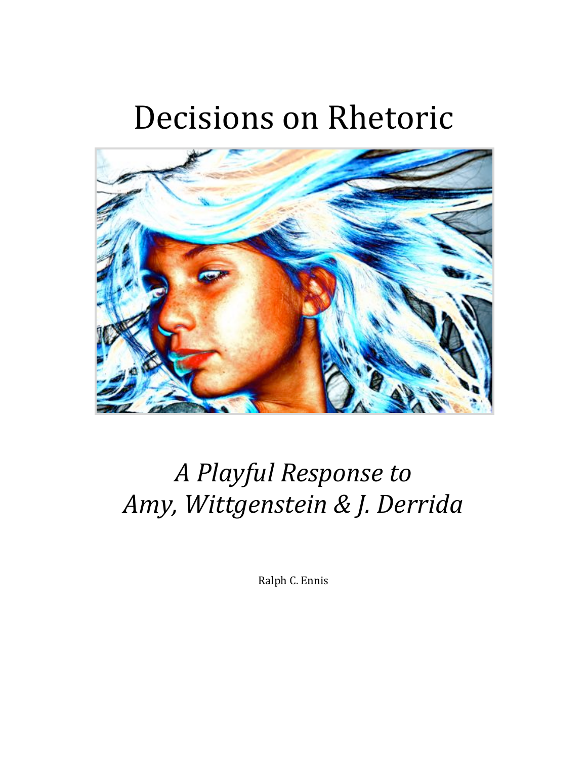# Decisions on Rhetoric

*A Playful Response to*
*Amy, Wittgenstein & J. Derrida*

Ralph C. Ennis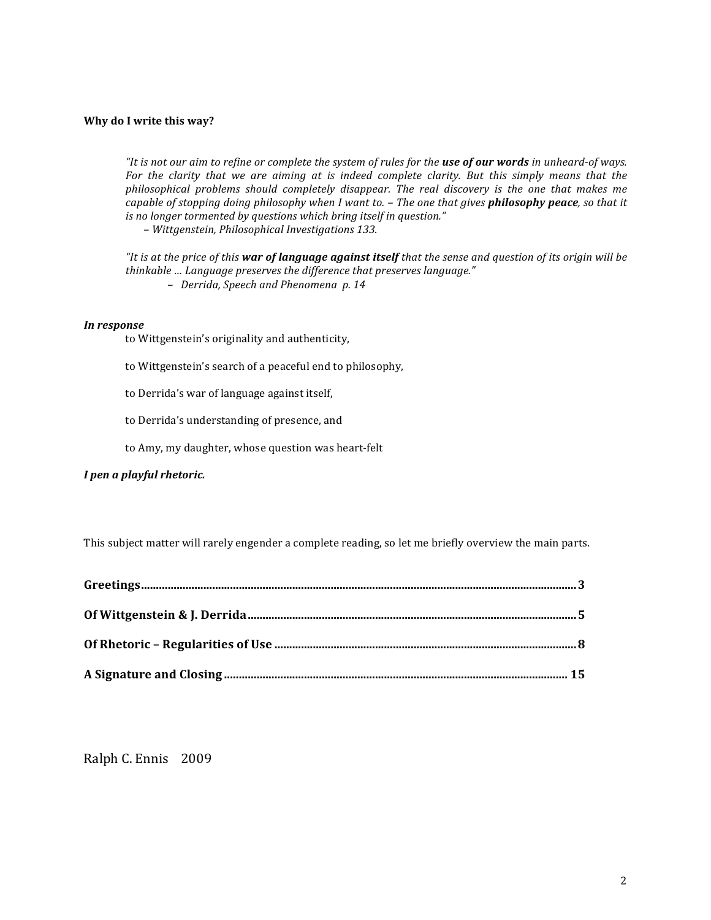**Why do I write this way?**

> *"It is not our aim to refine or complete the system of rules for the* ***use of our words*** *in unheard-of ways. For the clarity that we are aiming at is indeed complete clarity. But this simply means that the philosophical problems should completely disappear. The real discovery is the one that makes me capable of stopping doing philosophy when I want to. – The one that gives* ***philosophy peace****, so that it is no longer tormented by questions which bring itself in question."*
>
> *– Wittgenstein, Philosophical Investigations 133.*

> *"It is at the price of this* ***war of language against itself*** *that the sense and question of its origin will be thinkable … Language preserves the difference that preserves language."*
>
> *– Derrida, Speech and Phenomena p. 14*

***In response***

to Wittgenstein's originality and authenticity,

to Wittgenstein's search of a peaceful end to philosophy,

to Derrida's war of language against itself,

to Derrida's understanding of presence, and

to Amy, my daughter, whose question was heart-felt

***I pen a playful rhetoric.***

This subject matter will rarely engender a complete reading, so let me briefly overview the main parts.

**Greetings**........................................................................................................................................**3**

**Of Wittgenstein & J. Derrida**......................................................................................................**5**

**Of Rhetoric – Regularities of Use**..............................................................................................**8**

**A Signature and Closing**.............................................................................................................**15**

Ralph C. Ennis 2009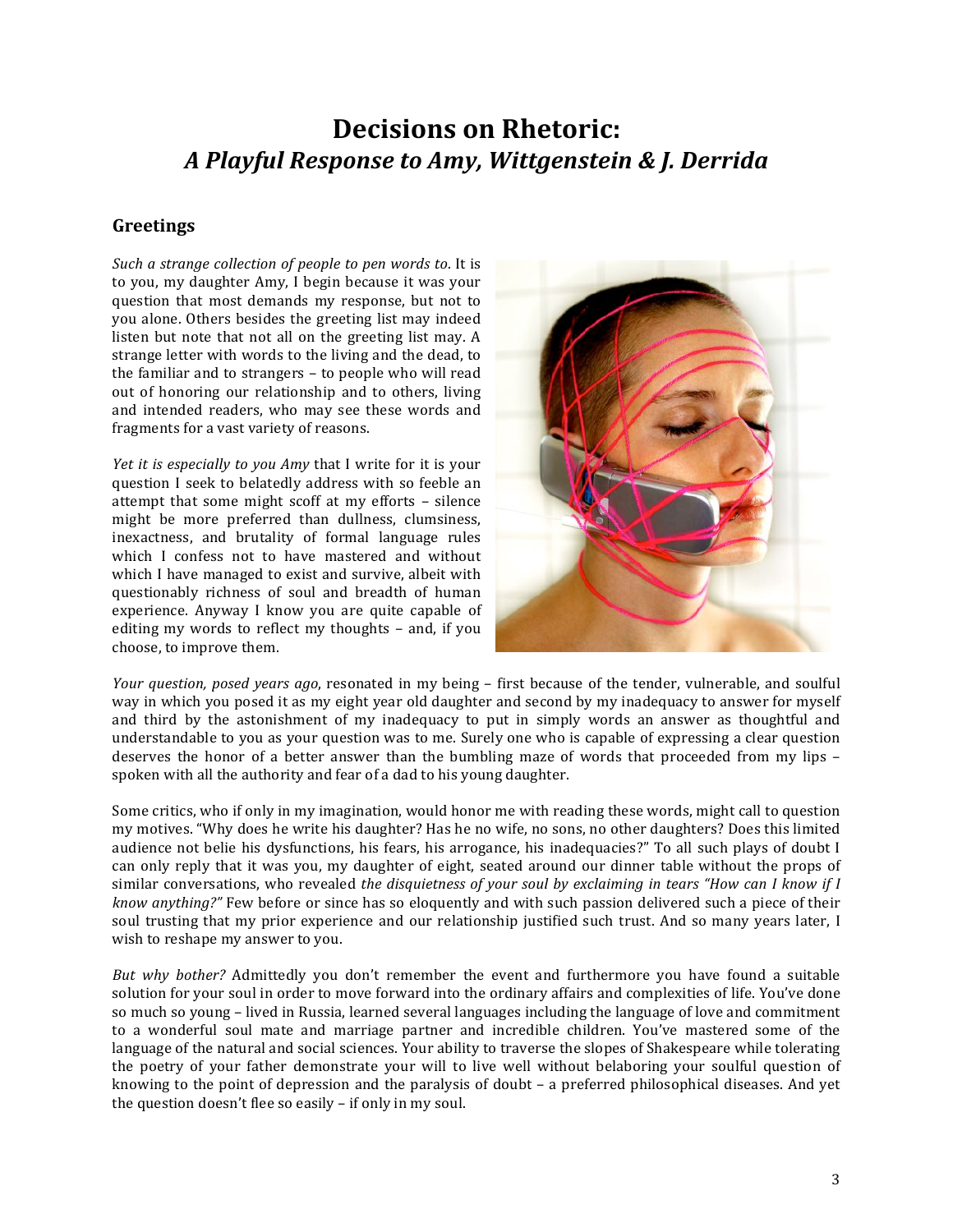# Decisions on Rhetoric: *A Playful Response to Amy, Wittgenstein & J. Derrida*

## Greetings

*Such a strange collection of people to pen words to*. It is to you, my daughter Amy, I begin because it was your question that most demands my response, but not to you alone. Others besides the greeting list may indeed listen but note that not all on the greeting list may. A strange letter with words to the living and the dead, to the familiar and to strangers – to people who will read out of honoring our relationship and to others, living and intended readers, who may see these words and fragments for a vast variety of reasons.

*Yet it is especially to you Amy* that I write for it is your question I seek to belatedly address with so feeble an attempt that some might scoff at my efforts – silence might be more preferred than dullness, clumsiness, inexactness, and brutality of formal language rules which I confess not to have mastered and without which I have managed to exist and survive, albeit with questionably richness of soul and breadth of human experience. Anyway I know you are quite capable of editing my words to reflect my thoughts – and, if you choose, to improve them.

*Your question, posed years ago*, resonated in my being – first because of the tender, vulnerable, and soulful way in which you posed it as my eight year old daughter and second by my inadequacy to answer for myself and third by the astonishment of my inadequacy to put in simply words an answer as thoughtful and understandable to you as your question was to me. Surely one who is capable of expressing a clear question deserves the honor of a better answer than the bumbling maze of words that proceeded from my lips – spoken with all the authority and fear of a dad to his young daughter.

Some critics, who if only in my imagination, would honor me with reading these words, might call to question my motives. "Why does he write his daughter? Has he no wife, no sons, no other daughters? Does this limited audience not belie his dysfunctions, his fears, his arrogance, his inadequacies?" To all such plays of doubt I can only reply that it was you, my daughter of eight, seated around our dinner table without the props of similar conversations, who revealed *the disquietness of your soul by exclaiming in tears "How can I know if I know anything?"* Few before or since has so eloquently and with such passion delivered such a piece of their soul trusting that my prior experience and our relationship justified such trust. And so many years later, I wish to reshape my answer to you.

*But why bother?* Admittedly you don't remember the event and furthermore you have found a suitable solution for your soul in order to move forward into the ordinary affairs and complexities of life. You've done so much so young – lived in Russia, learned several languages including the language of love and commitment to a wonderful soul mate and marriage partner and incredible children. You've mastered some of the language of the natural and social sciences. Your ability to traverse the slopes of Shakespeare while tolerating the poetry of your father demonstrate your will to live well without belaboring your soulful question of knowing to the point of depression and the paralysis of doubt – a preferred philosophical diseases. And yet the question doesn't flee so easily – if only in my soul.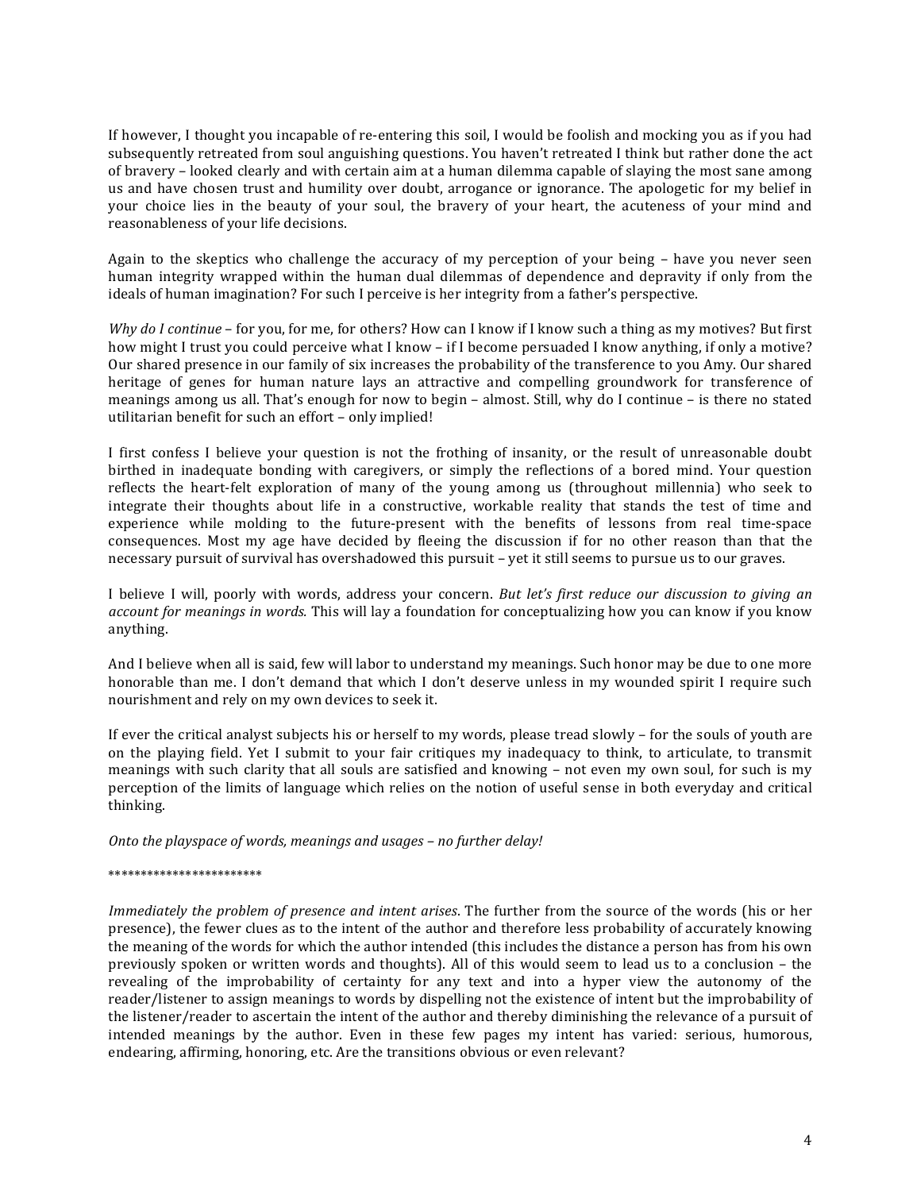If however, I thought you incapable of re-entering this soil, I would be foolish and mocking you as if you had subsequently retreated from soul anguishing questions. You haven't retreated I think but rather done the act of bravery – looked clearly and with certain aim at a human dilemma capable of slaying the most sane among us and have chosen trust and humility over doubt, arrogance or ignorance. The apologetic for my belief in your choice lies in the beauty of your soul, the bravery of your heart, the acuteness of your mind and reasonableness of your life decisions.

Again to the skeptics who challenge the accuracy of my perception of your being – have you never seen human integrity wrapped within the human dual dilemmas of dependence and depravity if only from the ideals of human imagination? For such I perceive is her integrity from a father's perspective.

*Why do I continue* – for you, for me, for others? How can I know if I know such a thing as my motives? But first how might I trust you could perceive what I know – if I become persuaded I know anything, if only a motive? Our shared presence in our family of six increases the probability of the transference to you Amy. Our shared heritage of genes for human nature lays an attractive and compelling groundwork for transference of meanings among us all. That's enough for now to begin – almost. Still, why do I continue – is there no stated utilitarian benefit for such an effort – only implied!

I first confess I believe your question is not the frothing of insanity, or the result of unreasonable doubt birthed in inadequate bonding with caregivers, or simply the reflections of a bored mind. Your question reflects the heart-felt exploration of many of the young among us (throughout millennia) who seek to integrate their thoughts about life in a constructive, workable reality that stands the test of time and experience while molding to the future-present with the benefits of lessons from real time-space consequences. Most my age have decided by fleeing the discussion if for no other reason than that the necessary pursuit of survival has overshadowed this pursuit – yet it still seems to pursue us to our graves.

I believe I will, poorly with words, address your concern. *But let's first reduce our discussion to giving an account for meanings in words.* This will lay a foundation for conceptualizing how you can know if you know anything.

And I believe when all is said, few will labor to understand my meanings. Such honor may be due to one more honorable than me. I don't demand that which I don't deserve unless in my wounded spirit I require such nourishment and rely on my own devices to seek it.

If ever the critical analyst subjects his or herself to my words, please tread slowly – for the souls of youth are on the playing field. Yet I submit to your fair critiques my inadequacy to think, to articulate, to transmit meanings with such clarity that all souls are satisfied and knowing – not even my own soul, for such is my perception of the limits of language which relies on the notion of useful sense in both everyday and critical thinking.

*Onto the playspace of words, meanings and usages – no further delay!*

************************

*Immediately the problem of presence and intent arises*. The further from the source of the words (his or her presence), the fewer clues as to the intent of the author and therefore less probability of accurately knowing the meaning of the words for which the author intended (this includes the distance a person has from his own previously spoken or written words and thoughts). All of this would seem to lead us to a conclusion – the revealing of the improbability of certainty for any text and into a hyper view the autonomy of the reader/listener to assign meanings to words by dispelling not the existence of intent but the improbability of the listener/reader to ascertain the intent of the author and thereby diminishing the relevance of a pursuit of intended meanings by the author. Even in these few pages my intent has varied: serious, humorous, endearing, affirming, honoring, etc. Are the transitions obvious or even relevant?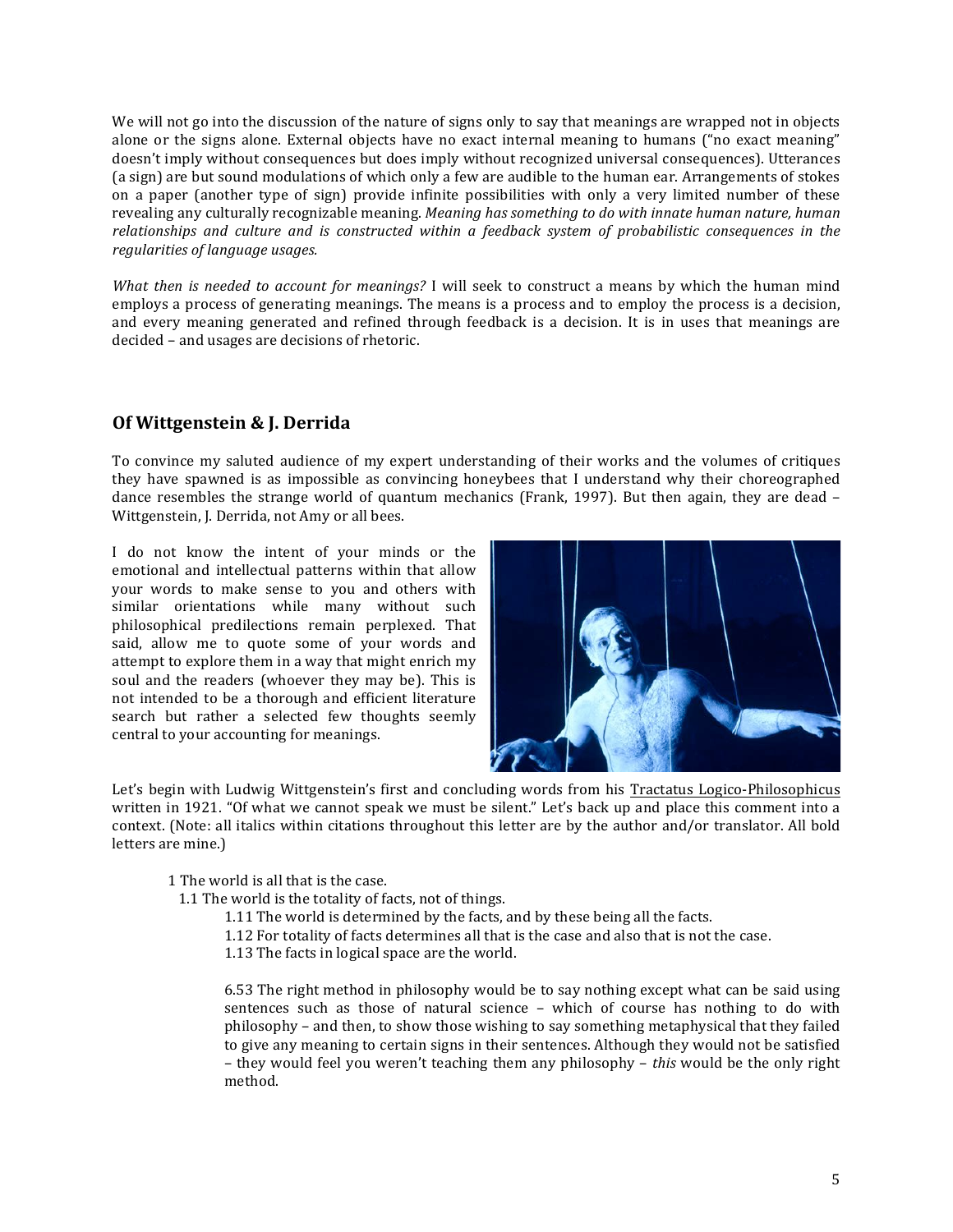We will not go into the discussion of the nature of signs only to say that meanings are wrapped not in objects alone or the signs alone. External objects have no exact internal meaning to humans ("no exact meaning" doesn't imply without consequences but does imply without recognized universal consequences). Utterances (a sign) are but sound modulations of which only a few are audible to the human ear. Arrangements of stokes on a paper (another type of sign) provide infinite possibilities with only a very limited number of these revealing any culturally recognizable meaning. *Meaning has something to do with innate human nature, human relationships and culture and is constructed within a feedback system of probabilistic consequences in the regularities of language usages.*

*What then is needed to account for meanings?* I will seek to construct a means by which the human mind employs a process of generating meanings. The means is a process and to employ the process is a decision, and every meaning generated and refined through feedback is a decision. It is in uses that meanings are decided – and usages are decisions of rhetoric.

## Of Wittgenstein & J. Derrida

To convince my saluted audience of my expert understanding of their works and the volumes of critiques they have spawned is as impossible as convincing honeybees that I understand why their choreographed dance resembles the strange world of quantum mechanics (Frank, 1997). But then again, they are dead – Wittgenstein, J. Derrida, not Amy or all bees.

I do not know the intent of your minds or the emotional and intellectual patterns within that allow your words to make sense to you and others with similar orientations while many without such philosophical predilections remain perplexed. That said, allow me to quote some of your words and attempt to explore them in a way that might enrich my soul and the readers (whoever they may be). This is not intended to be a thorough and efficient literature search but rather a selected few thoughts seemly central to your accounting for meanings.

Let's begin with Ludwig Wittgenstein's first and concluding words from his Tractatus Logico-Philosophicus written in 1921. "Of what we cannot speak we must be silent." Let's back up and place this comment into a context. (Note: all italics within citations throughout this letter are by the author and/or translator. All bold letters are mine.)

> 1 The world is all that is the case.
>
> 1.1 The world is the totality of facts, not of things.
>
> 1.11 The world is determined by the facts, and by these being all the facts.
>
> 1.12 For totality of facts determines all that is the case and also that is not the case.
>
> 1.13 The facts in logical space are the world.
>
> 6.53 The right method in philosophy would be to say nothing except what can be said using sentences such as those of natural science – which of course has nothing to do with philosophy – and then, to show those wishing to say something metaphysical that they failed to give any meaning to certain signs in their sentences. Although they would not be satisfied – they would feel you weren't teaching them any philosophy – *this* would be the only right method.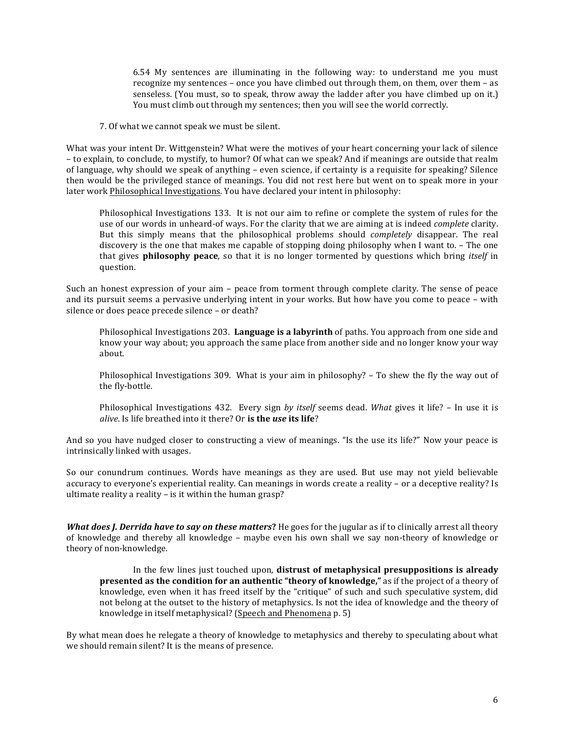> 6.54 My sentences are illuminating in the following way: to understand me you must recognize my sentences – once you have climbed out through them, on them, over them – as senseless. (You must, so to speak, throw away the ladder after you have climbed up on it.) You must climb out through my sentences; then you will see the world correctly.

> 7. Of what we cannot speak we must be silent.

What was your intent Dr. Wittgenstein? What were the motives of your heart concerning your lack of silence – to explain, to conclude, to mystify, to humor? Of what can we speak? And if meanings are outside that realm of language, why should we speak of anything – even science, if certainty is a requisite for speaking? Silence then would be the privileged stance of meanings. You did not rest here but went on to speak more in your later work Philosophical Investigations. You have declared your intent in philosophy:

> Philosophical Investigations 133. It is not our aim to refine or complete the system of rules for the use of our words in unheard-of ways. For the clarity that we are aiming at is indeed *complete* clarity. But this simply means that the philosophical problems should *completely* disappear. The real discovery is the one that makes me capable of stopping doing philosophy when I want to. – The one that gives **philosophy peace**, so that it is no longer tormented by questions which bring *itself* in question.

Such an honest expression of your aim – peace from torment through complete clarity. The sense of peace and its pursuit seems a pervasive underlying intent in your works. But how have you come to peace – with silence or does peace precede silence – or death?

> Philosophical Investigations 203. **Language is a labyrinth** of paths. You approach from one side and know your way about; you approach the same place from another side and no longer know your way about.

> Philosophical Investigations 309. What is your aim in philosophy? – To shew the fly the way out of the fly-bottle.

> Philosophical Investigations 432. Every sign *by itself* seems dead. *What* gives it life? – In use it is *alive*. Is life breathed into it there? Or **is the *use* its life**?

And so you have nudged closer to constructing a view of meanings. "Is the use its life?" Now your peace is intrinsically linked with usages.

So our conundrum continues. Words have meanings as they are used. But use may not yield believable accuracy to everyone's experiential reality. Can meanings in words create a reality – or a deceptive reality? Is ultimate reality a reality – is it within the human grasp?

***What does J. Derrida have to say on these matters*?** He goes for the jugular as if to clinically arrest all theory of knowledge and thereby all knowledge – maybe even his own shall we say non-theory of knowledge or theory of non-knowledge.

> In the few lines just touched upon, **distrust of metaphysical presuppositions is already presented as the condition for an authentic "theory of knowledge,"** as if the project of a theory of knowledge, even when it has freed itself by the "critique" of such and such speculative system, did not belong at the outset to the history of metaphysics. Is not the idea of knowledge and the theory of knowledge in itself metaphysical? (Speech and Phenomena p. 5)

By what mean does he relegate a theory of knowledge to metaphysics and thereby to speculating about what we should remain silent? It is the means of presence.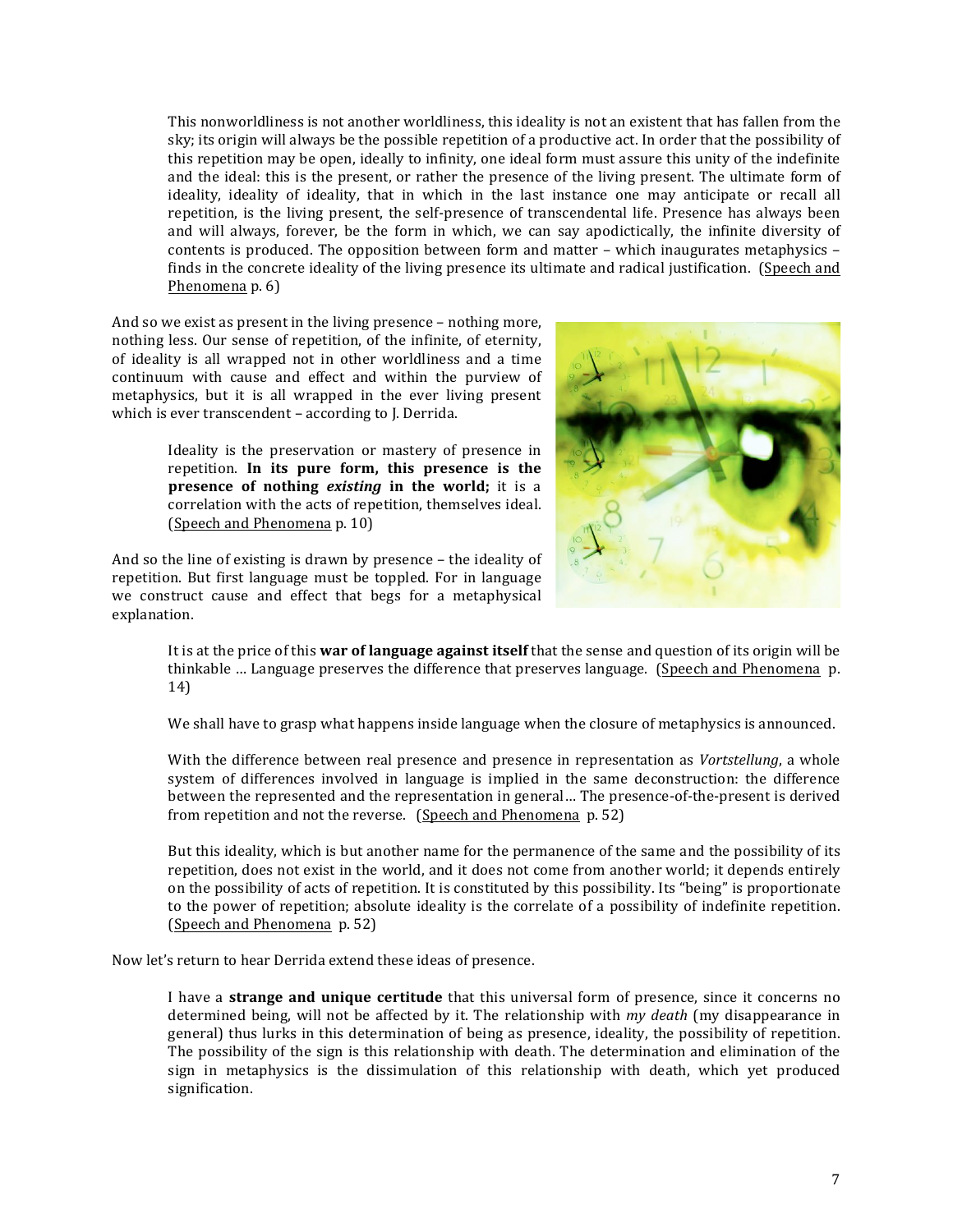> This nonworldliness is not another worldliness, this ideality is not an existent that has fallen from the sky; its origin will always be the possible repetition of a productive act. In order that the possibility of this repetition may be open, ideally to infinity, one ideal form must assure this unity of the indefinite and the ideal: this is the present, or rather the presence of the living present. The ultimate form of ideality, ideality of ideality, that in which in the last instance one may anticipate or recall all repetition, is the living present, the self-presence of transcendental life. Presence has always been and will always, forever, be the form in which, we can say apodictically, the infinite diversity of contents is produced. The opposition between form and matter – which inaugurates metaphysics – finds in the concrete ideality of the living presence its ultimate and radical justification. (Speech and Phenomena p. 6)

And so we exist as present in the living presence – nothing more, nothing less. Our sense of repetition, of the infinite, of eternity, of ideality is all wrapped not in other worldliness and a time continuum with cause and effect and within the purview of metaphysics, but it is all wrapped in the ever living present which is ever transcendent – according to J. Derrida.

> Ideality is the preservation or mastery of presence in repetition. **In its pure form, this presence is the presence of nothing *existing* in the world;** it is a correlation with the acts of repetition, themselves ideal. (Speech and Phenomena p. 10)

And so the line of existing is drawn by presence – the ideality of repetition. But first language must be toppled. For in language we construct cause and effect that begs for a metaphysical explanation.

> It is at the price of this **war of language against itself** that the sense and question of its origin will be thinkable … Language preserves the difference that preserves language. (Speech and Phenomena p. 14)
>
> We shall have to grasp what happens inside language when the closure of metaphysics is announced.
>
> With the difference between real presence and presence in representation as *Vortstellung*, a whole system of differences involved in language is implied in the same deconstruction: the difference between the represented and the representation in general… The presence-of-the-present is derived from repetition and not the reverse. (Speech and Phenomena p. 52)
>
> But this ideality, which is but another name for the permanence of the same and the possibility of its repetition, does not exist in the world, and it does not come from another world; it depends entirely on the possibility of acts of repetition. It is constituted by this possibility. Its "being" is proportionate to the power of repetition; absolute ideality is the correlate of a possibility of indefinite repetition. (Speech and Phenomena p. 52)

Now let's return to hear Derrida extend these ideas of presence.

> I have a **strange and unique certitude** that this universal form of presence, since it concerns no determined being, will not be affected by it. The relationship with *my death* (my disappearance in general) thus lurks in this determination of being as presence, ideality, the possibility of repetition. The possibility of the sign is this relationship with death. The determination and elimination of the sign in metaphysics is the dissimulation of this relationship with death, which yet produced signification.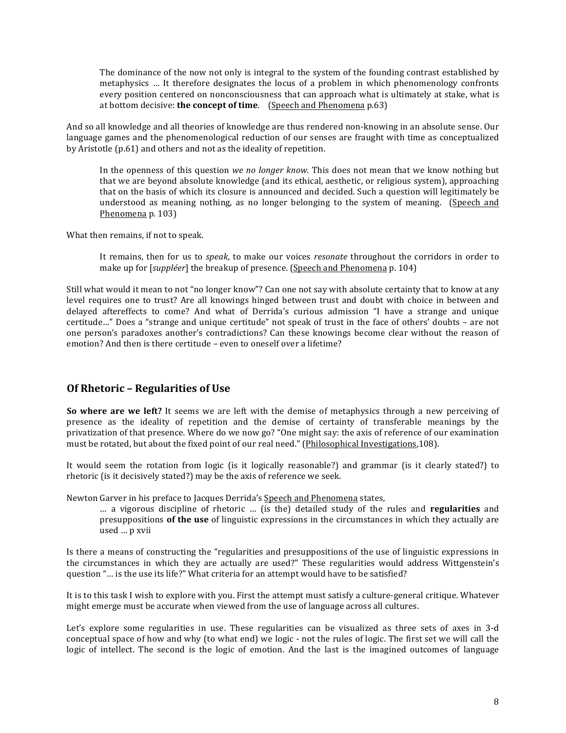> The dominance of the now not only is integral to the system of the founding contrast established by metaphysics … It therefore designates the locus of a problem in which phenomenology confronts every position centered on nonconsciousness that can approach what is ultimately at stake, what is at bottom decisive: **the concept of time**. (Speech and Phenomena p.63)

And so all knowledge and all theories of knowledge are thus rendered non-knowing in an absolute sense. Our language games and the phenomenological reduction of our senses are fraught with time as conceptualized by Aristotle (p.61) and others and not as the ideality of repetition.

> In the openness of this question *we no longer know*. This does not mean that we know nothing but that we are beyond absolute knowledge (and its ethical, aesthetic, or religious system), approaching that on the basis of which its closure is announced and decided. Such a question will legitimately be understood as meaning nothing, as no longer belonging to the system of meaning. (Speech and Phenomena p. 103)

What then remains, if not to speak.

> It remains, then for us to *speak*, to make our voices *resonate* throughout the corridors in order to make up for [*suppléer*] the breakup of presence. (Speech and Phenomena p. 104)

Still what would it mean to not "no longer know"? Can one not say with absolute certainty that to know at any level requires one to trust? Are all knowings hinged between trust and doubt with choice in between and delayed aftereffects to come? And what of Derrida's curious admission "I have a strange and unique certitude…" Does a "strange and unique certitude" not speak of trust in the face of others' doubts – are not one person's paradoxes another's contradictions? Can these knowings become clear without the reason of emotion? And then is there certitude – even to oneself over a lifetime?

## Of Rhetoric – Regularities of Use

**So where are we left?** It seems we are left with the demise of metaphysics through a new perceiving of presence as the ideality of repetition and the demise of certainty of transferable meanings by the privatization of that presence. Where do we now go? "One might say: the axis of reference of our examination must be rotated, but about the fixed point of our real need." (Philosophical Investigations,108).

It would seem the rotation from logic (is it logically reasonable?) and grammar (is it clearly stated?) to rhetoric (is it decisively stated?) may be the axis of reference we seek.

Newton Garver in his preface to Jacques Derrida's Speech and Phenomena states,

> … a vigorous discipline of rhetoric … (is the) detailed study of the rules and **regularities** and presuppositions **of the use** of linguistic expressions in the circumstances in which they actually are used … p xvii

Is there a means of constructing the "regularities and presuppositions of the use of linguistic expressions in the circumstances in which they are actually are used?" These regularities would address Wittgenstein's question "… is the use its life?" What criteria for an attempt would have to be satisfied?

It is to this task I wish to explore with you. First the attempt must satisfy a culture-general critique. Whatever might emerge must be accurate when viewed from the use of language across all cultures.

Let's explore some regularities in use. These regularities can be visualized as three sets of axes in 3-d conceptual space of how and why (to what end) we logic - not the rules of logic. The first set we will call the logic of intellect. The second is the logic of emotion. And the last is the imagined outcomes of language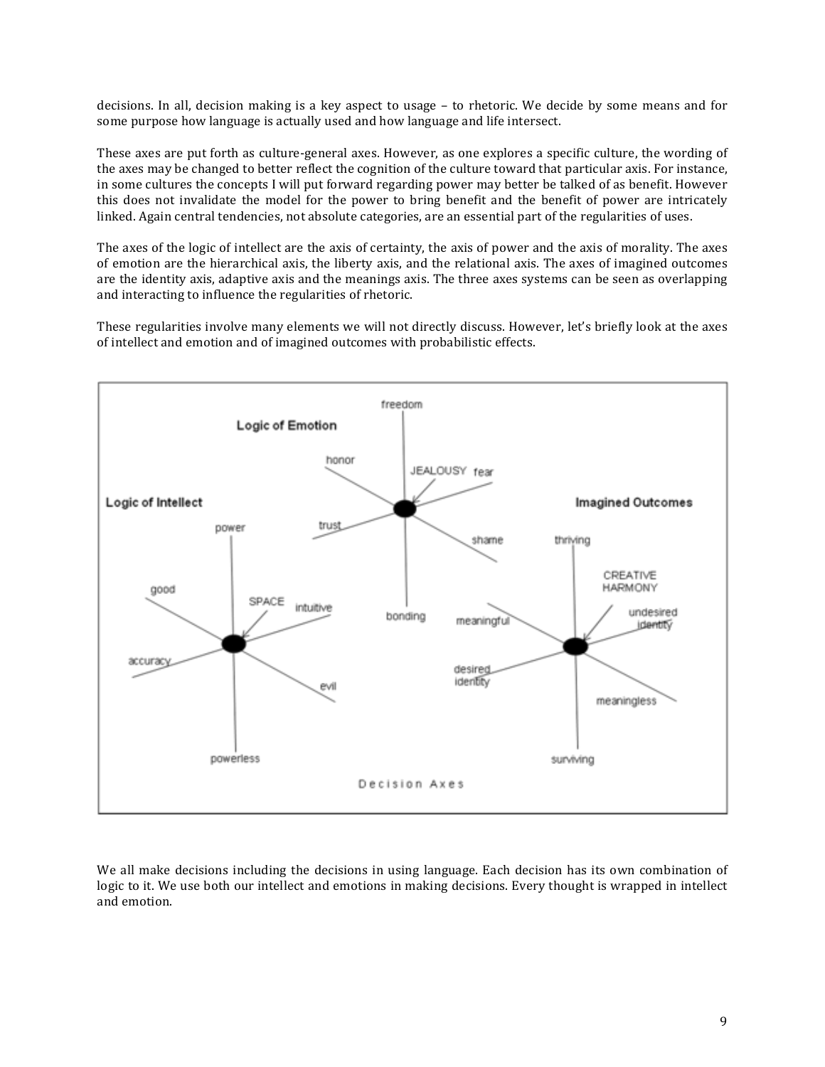decisions. In all, decision making is a key aspect to usage – to rhetoric. We decide by some means and for some purpose how language is actually used and how language and life intersect.

These axes are put forth as culture-general axes. However, as one explores a specific culture, the wording of the axes may be changed to better reflect the cognition of the culture toward that particular axis. For instance, in some cultures the concepts I will put forward regarding power may better be talked of as benefit. However this does not invalidate the model for the power to bring benefit and the benefit of power are intricately linked. Again central tendencies, not absolute categories, are an essential part of the regularities of uses.

The axes of the logic of intellect are the axis of certainty, the axis of power and the axis of morality. The axes of emotion are the hierarchical axis, the liberty axis, and the relational axis. The axes of imagined outcomes are the identity axis, adaptive axis and the meanings axis. The three axes systems can be seen as overlapping and interacting to influence the regularities of rhetoric.

These regularities involve many elements we will not directly discuss. However, let's briefly look at the axes of intellect and emotion and of imagined outcomes with probabilistic effects.

Logic of Emotion: freedom, honor, JEALOUSY, fear, trust, shame, bonding

Logic of Intellect: power, good, SPACE, intuitive, accuracy, evil, powerless

Imagined Outcomes: thriving, CREATIVE HARMONY, undesired identity, meaningful, desired identity, meaningless, surviving

Decision Axes

We all make decisions including the decisions in using language. Each decision has its own combination of logic to it. We use both our intellect and emotions in making decisions. Every thought is wrapped in intellect and emotion.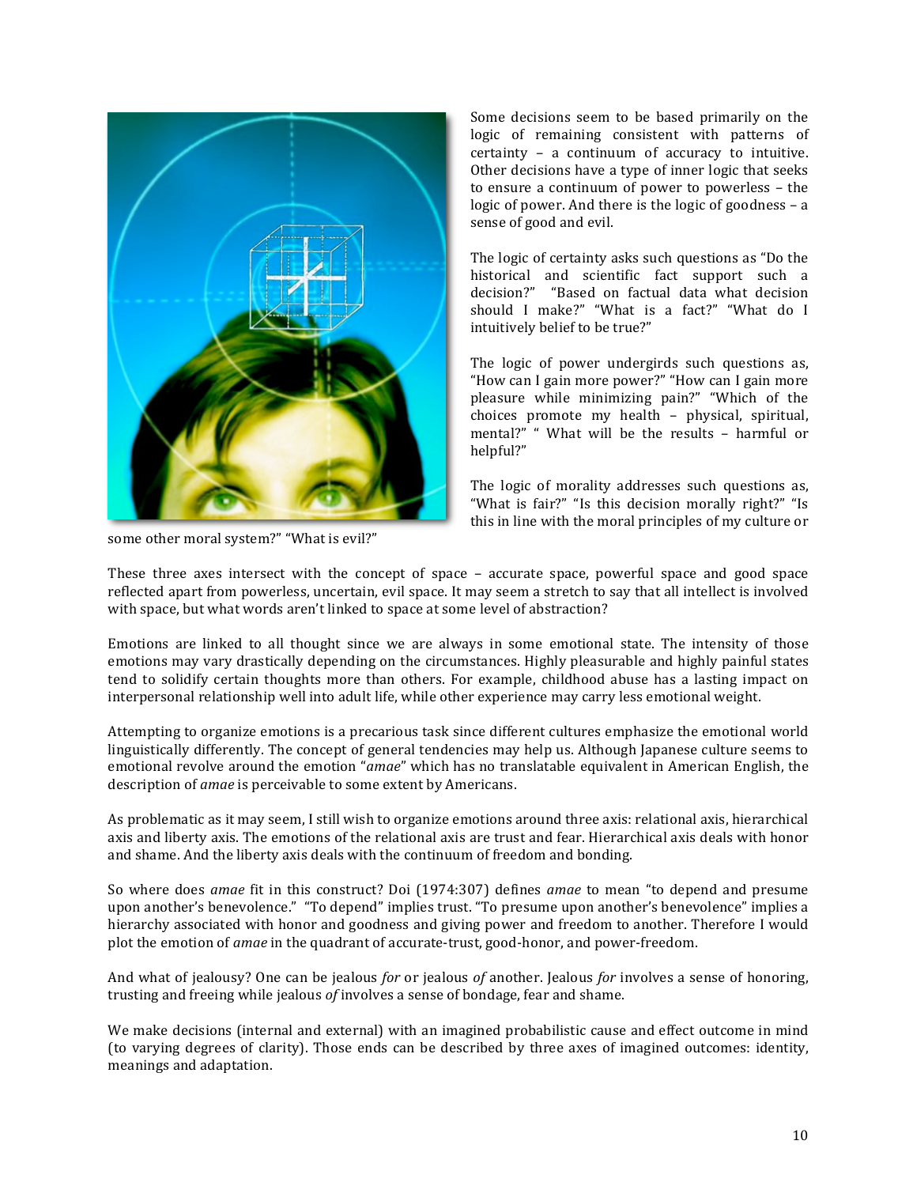Some decisions seem to be based primarily on the logic of remaining consistent with patterns of certainty – a continuum of accuracy to intuitive. Other decisions have a type of inner logic that seeks to ensure a continuum of power to powerless – the logic of power. And there is the logic of goodness – a sense of good and evil.

The logic of certainty asks such questions as "Do the historical and scientific fact support such a decision?" "Based on factual data what decision should I make?" "What is a fact?" "What do I intuitively belief to be true?"

The logic of power undergirds such questions as, "How can I gain more power?" "How can I gain more pleasure while minimizing pain?" "Which of the choices promote my health – physical, spiritual, mental?" " What will be the results – harmful or helpful?"

The logic of morality addresses such questions as, "What is fair?" "Is this decision morally right?" "Is this in line with the moral principles of my culture or some other moral system?" "What is evil?"

These three axes intersect with the concept of space – accurate space, powerful space and good space reflected apart from powerless, uncertain, evil space. It may seem a stretch to say that all intellect is involved with space, but what words aren't linked to space at some level of abstraction?

Emotions are linked to all thought since we are always in some emotional state. The intensity of those emotions may vary drastically depending on the circumstances. Highly pleasurable and highly painful states tend to solidify certain thoughts more than others. For example, childhood abuse has a lasting impact on interpersonal relationship well into adult life, while other experience may carry less emotional weight.

Attempting to organize emotions is a precarious task since different cultures emphasize the emotional world linguistically differently. The concept of general tendencies may help us. Although Japanese culture seems to emotional revolve around the emotion "*amae*" which has no translatable equivalent in American English, the description of *amae* is perceivable to some extent by Americans.

As problematic as it may seem, I still wish to organize emotions around three axis: relational axis, hierarchical axis and liberty axis. The emotions of the relational axis are trust and fear. Hierarchical axis deals with honor and shame. And the liberty axis deals with the continuum of freedom and bonding.

So where does *amae* fit in this construct? Doi (1974:307) defines *amae* to mean "to depend and presume upon another's benevolence." "To depend" implies trust. "To presume upon another's benevolence" implies a hierarchy associated with honor and goodness and giving power and freedom to another. Therefore I would plot the emotion of *amae* in the quadrant of accurate-trust, good-honor, and power-freedom.

And what of jealousy? One can be jealous *for* or jealous *of* another. Jealous *for* involves a sense of honoring, trusting and freeing while jealous *of* involves a sense of bondage, fear and shame.

We make decisions (internal and external) with an imagined probabilistic cause and effect outcome in mind (to varying degrees of clarity). Those ends can be described by three axes of imagined outcomes: identity, meanings and adaptation.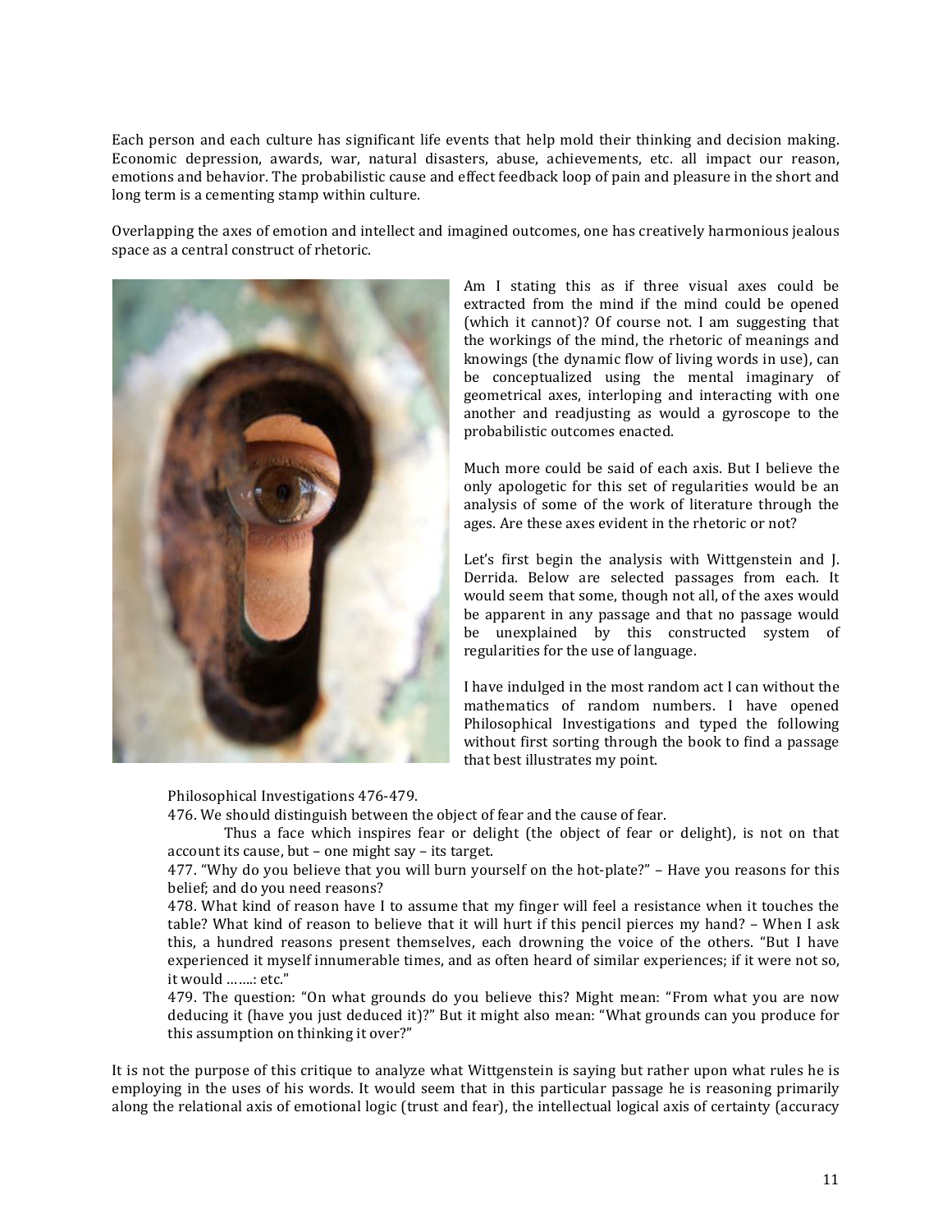Each person and each culture has significant life events that help mold their thinking and decision making. Economic depression, awards, war, natural disasters, abuse, achievements, etc. all impact our reason, emotions and behavior. The probabilistic cause and effect feedback loop of pain and pleasure in the short and long term is a cementing stamp within culture.

Overlapping the axes of emotion and intellect and imagined outcomes, one has creatively harmonious jealous space as a central construct of rhetoric.

Am I stating this as if three visual axes could be extracted from the mind if the mind could be opened (which it cannot)? Of course not. I am suggesting that the workings of the mind, the rhetoric of meanings and knowings (the dynamic flow of living words in use), can be conceptualized using the mental imaginary of geometrical axes, interloping and interacting with one another and readjusting as would a gyroscope to the probabilistic outcomes enacted.

Much more could be said of each axis. But I believe the only apologetic for this set of regularities would be an analysis of some of the work of literature through the ages. Are these axes evident in the rhetoric or not?

Let's first begin the analysis with Wittgenstein and J. Derrida. Below are selected passages from each. It would seem that some, though not all, of the axes would be apparent in any passage and that no passage would be unexplained by this constructed system of regularities for the use of language.

I have indulged in the most random act I can without the mathematics of random numbers. I have opened Philosophical Investigations and typed the following without first sorting through the book to find a passage that best illustrates my point.

> Philosophical Investigations 476-479.
>
> 476. We should distinguish between the object of fear and the cause of fear.
>
> Thus a face which inspires fear or delight (the object of fear or delight), is not on that account its cause, but – one might say – its target.
>
> 477. "Why do you believe that you will burn yourself on the hot-plate?" – Have you reasons for this belief; and do you need reasons?
>
> 478. What kind of reason have I to assume that my finger will feel a resistance when it touches the table? What kind of reason to believe that it will hurt if this pencil pierces my hand? – When I ask this, a hundred reasons present themselves, each drowning the voice of the others. "But I have experienced it myself innumerable times, and as often heard of similar experiences; if it were not so, it would …….: etc."
>
> 479. The question: "On what grounds do you believe this? Might mean: "From what you are now deducing it (have you just deduced it)?" But it might also mean: "What grounds can you produce for this assumption on thinking it over?"

It is not the purpose of this critique to analyze what Wittgenstein is saying but rather upon what rules he is employing in the uses of his words. It would seem that in this particular passage he is reasoning primarily along the relational axis of emotional logic (trust and fear), the intellectual logical axis of certainty (accuracy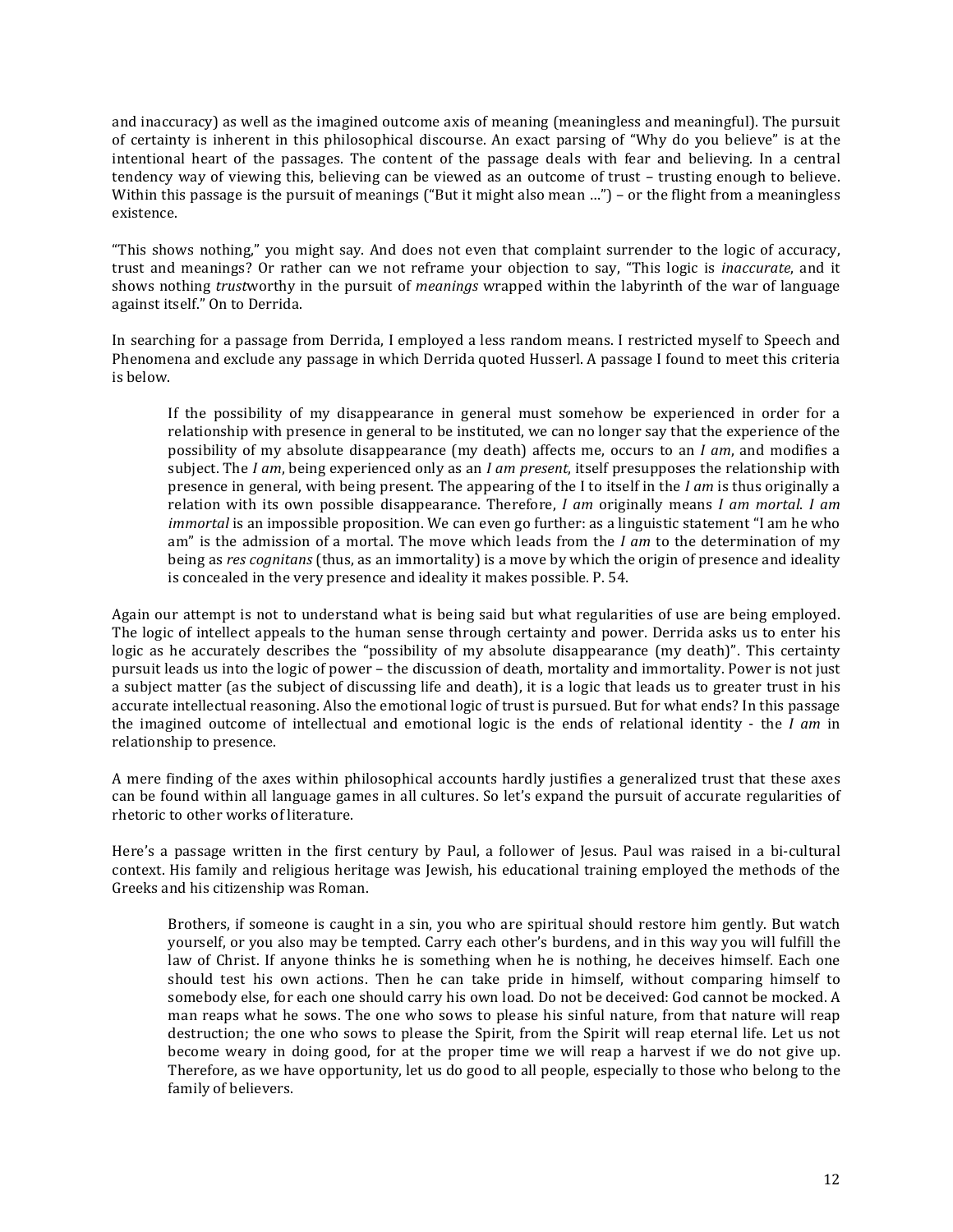and inaccuracy) as well as the imagined outcome axis of meaning (meaningless and meaningful). The pursuit of certainty is inherent in this philosophical discourse. An exact parsing of "Why do you believe" is at the intentional heart of the passages. The content of the passage deals with fear and believing. In a central tendency way of viewing this, believing can be viewed as an outcome of trust – trusting enough to believe. Within this passage is the pursuit of meanings ("But it might also mean …") – or the flight from a meaningless existence.

"This shows nothing," you might say. And does not even that complaint surrender to the logic of accuracy, trust and meanings? Or rather can we not reframe your objection to say, "This logic is *inaccurate*, and it shows nothing *trust*worthy in the pursuit of *meanings* wrapped within the labyrinth of the war of language against itself." On to Derrida.

In searching for a passage from Derrida, I employed a less random means. I restricted myself to Speech and Phenomena and exclude any passage in which Derrida quoted Husserl. A passage I found to meet this criteria is below.

> If the possibility of my disappearance in general must somehow be experienced in order for a relationship with presence in general to be instituted, we can no longer say that the experience of the possibility of my absolute disappearance (my death) affects me, occurs to an *I am*, and modifies a subject. The *I am*, being experienced only as an *I am present*, itself presupposes the relationship with presence in general, with being present. The appearing of the I to itself in the *I am* is thus originally a relation with its own possible disappearance. Therefore, *I am* originally means *I am mortal*. *I am immortal* is an impossible proposition. We can even go further: as a linguistic statement "I am he who am" is the admission of a mortal. The move which leads from the *I am* to the determination of my being as *res cognitans* (thus, as an immortality) is a move by which the origin of presence and ideality is concealed in the very presence and ideality it makes possible. P. 54.

Again our attempt is not to understand what is being said but what regularities of use are being employed. The logic of intellect appeals to the human sense through certainty and power. Derrida asks us to enter his logic as he accurately describes the "possibility of my absolute disappearance (my death)". This certainty pursuit leads us into the logic of power – the discussion of death, mortality and immortality. Power is not just a subject matter (as the subject of discussing life and death), it is a logic that leads us to greater trust in his accurate intellectual reasoning. Also the emotional logic of trust is pursued. But for what ends? In this passage the imagined outcome of intellectual and emotional logic is the ends of relational identity - the *I am* in relationship to presence.

A mere finding of the axes within philosophical accounts hardly justifies a generalized trust that these axes can be found within all language games in all cultures. So let's expand the pursuit of accurate regularities of rhetoric to other works of literature.

Here's a passage written in the first century by Paul, a follower of Jesus. Paul was raised in a bi-cultural context. His family and religious heritage was Jewish, his educational training employed the methods of the Greeks and his citizenship was Roman.

> Brothers, if someone is caught in a sin, you who are spiritual should restore him gently. But watch yourself, or you also may be tempted. Carry each other's burdens, and in this way you will fulfill the law of Christ. If anyone thinks he is something when he is nothing, he deceives himself. Each one should test his own actions. Then he can take pride in himself, without comparing himself to somebody else, for each one should carry his own load. Do not be deceived: God cannot be mocked. A man reaps what he sows. The one who sows to please his sinful nature, from that nature will reap destruction; the one who sows to please the Spirit, from the Spirit will reap eternal life. Let us not become weary in doing good, for at the proper time we will reap a harvest if we do not give up. Therefore, as we have opportunity, let us do good to all people, especially to those who belong to the family of believers.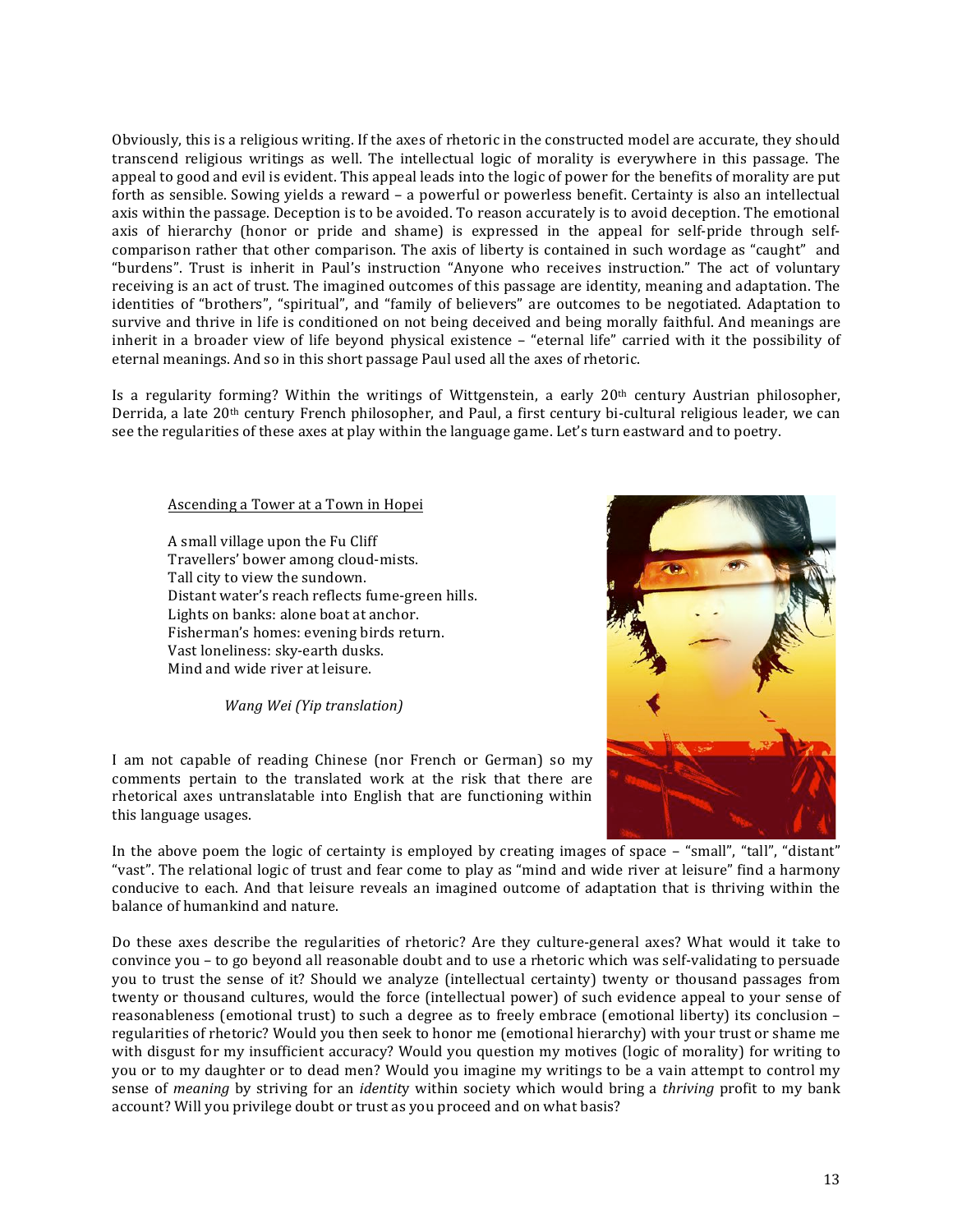Obviously, this is a religious writing. If the axes of rhetoric in the constructed model are accurate, they should transcend religious writings as well. The intellectual logic of morality is everywhere in this passage. The appeal to good and evil is evident. This appeal leads into the logic of power for the benefits of morality are put forth as sensible. Sowing yields a reward – a powerful or powerless benefit. Certainty is also an intellectual axis within the passage. Deception is to be avoided. To reason accurately is to avoid deception. The emotional axis of hierarchy (honor or pride and shame) is expressed in the appeal for self-pride through self-comparison rather that other comparison. The axis of liberty is contained in such wordage as "caught" and "burdens". Trust is inherit in Paul's instruction "Anyone who receives instruction." The act of voluntary receiving is an act of trust. The imagined outcomes of this passage are identity, meaning and adaptation. The identities of "brothers", "spiritual", and "family of believers" are outcomes to be negotiated. Adaptation to survive and thrive in life is conditioned on not being deceived and being morally faithful. And meanings are inherit in a broader view of life beyond physical existence – "eternal life" carried with it the possibility of eternal meanings. And so in this short passage Paul used all the axes of rhetoric.

Is a regularity forming? Within the writings of Wittgenstein, a early 20th century Austrian philosopher, Derrida, a late 20th century French philosopher, and Paul, a first century bi-cultural religious leader, we can see the regularities of these axes at play within the language game. Let's turn eastward and to poetry.

<u>Ascending a Tower at a Town in Hopei</u>

A small village upon the Fu Cliff
Travellers' bower among cloud-mists.
Tall city to view the sundown.
Distant water's reach reflects fume-green hills.
Lights on banks: alone boat at anchor.
Fisherman's homes: evening birds return.
Vast loneliness: sky-earth dusks.
Mind and wide river at leisure.

*Wang Wei (Yip translation)*

I am not capable of reading Chinese (nor French or German) so my comments pertain to the translated work at the risk that there are rhetorical axes untranslatable into English that are functioning within this language usages.

In the above poem the logic of certainty is employed by creating images of space – "small", "tall", "distant" "vast". The relational logic of trust and fear come to play as "mind and wide river at leisure" find a harmony conducive to each. And that leisure reveals an imagined outcome of adaptation that is thriving within the balance of humankind and nature.

Do these axes describe the regularities of rhetoric? Are they culture-general axes? What would it take to convince you – to go beyond all reasonable doubt and to use a rhetoric which was self-validating to persuade you to trust the sense of it? Should we analyze (intellectual certainty) twenty or thousand passages from twenty or thousand cultures, would the force (intellectual power) of such evidence appeal to your sense of reasonableness (emotional trust) to such a degree as to freely embrace (emotional liberty) its conclusion – regularities of rhetoric? Would you then seek to honor me (emotional hierarchy) with your trust or shame me with disgust for my insufficient accuracy? Would you question my motives (logic of morality) for writing to you or to my daughter or to dead men? Would you imagine my writings to be a vain attempt to control my sense of *meaning* by striving for an *identity* within society which would bring a *thriving* profit to my bank account? Will you privilege doubt or trust as you proceed and on what basis?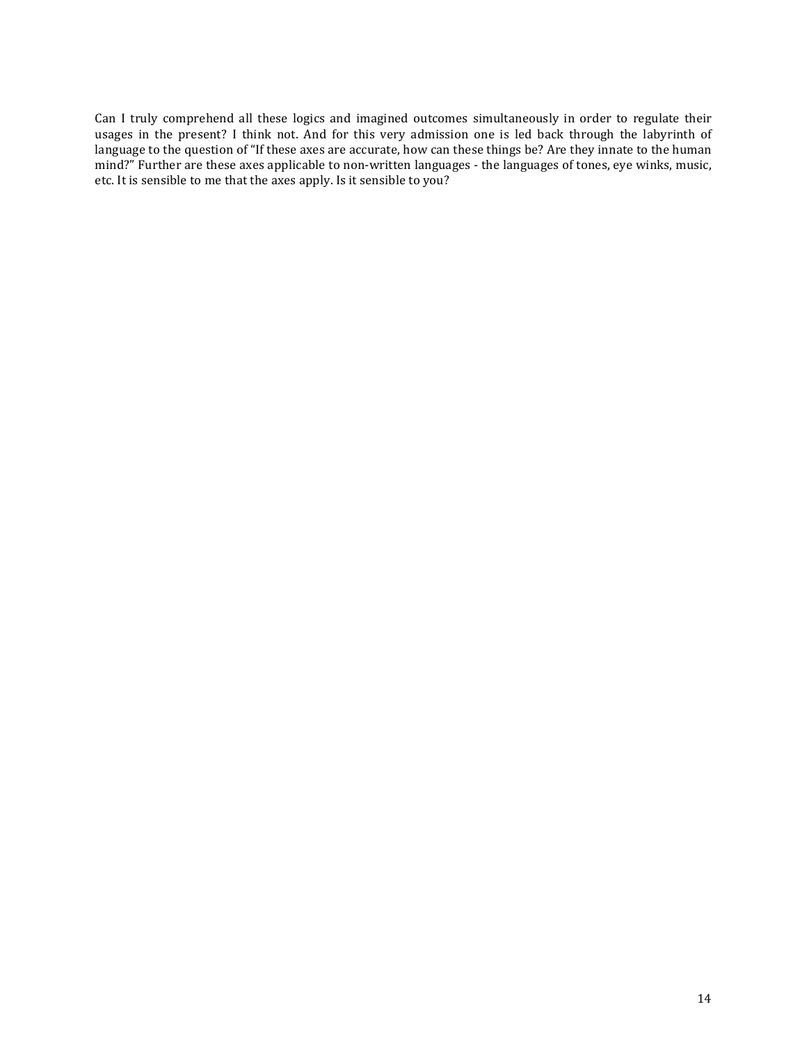Can I truly comprehend all these logics and imagined outcomes simultaneously in order to regulate their usages in the present? I think not. And for this very admission one is led back through the labyrinth of language to the question of "If these axes are accurate, how can these things be? Are they innate to the human mind?" Further are these axes applicable to non-written languages - the languages of tones, eye winks, music, etc. It is sensible to me that the axes apply. Is it sensible to you?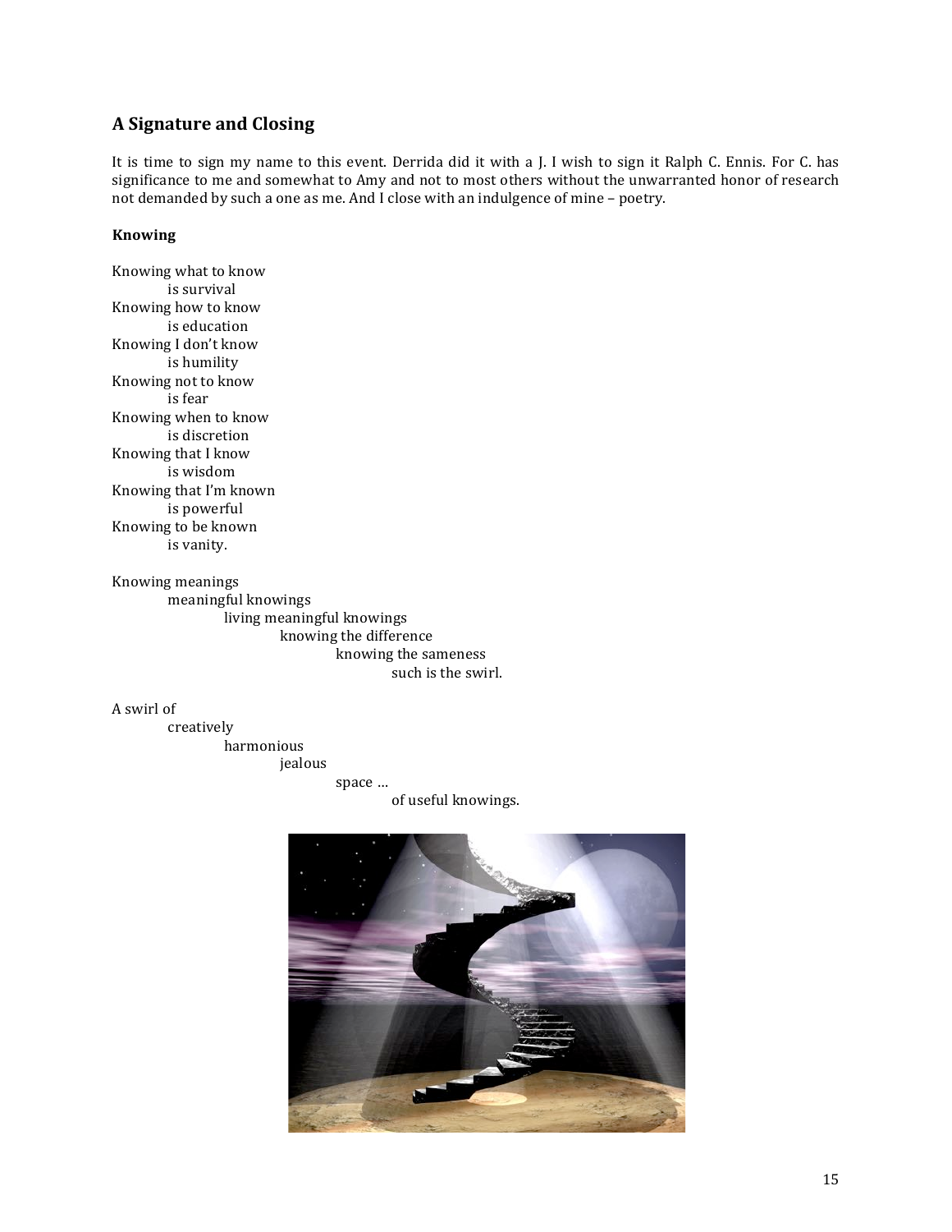## A Signature and Closing

It is time to sign my name to this event. Derrida did it with a J. I wish to sign it Ralph C. Ennis. For C. has significance to me and somewhat to Amy and not to most others without the unwarranted honor of research not demanded by such a one as me. And I close with an indulgence of mine – poetry.

### Knowing

Knowing what to know
    is survival
Knowing how to know
    is education
Knowing I don't know
    is humility
Knowing not to know
    is fear
Knowing when to know
    is discretion
Knowing that I know
    is wisdom
Knowing that I'm known
    is powerful
Knowing to be known
    is vanity.

Knowing meanings
    meaningful knowings
        living meaningful knowings
            knowing the difference
                knowing the sameness
                    such is the swirl.

A swirl of
    creatively
        harmonious
            jealous
                space …
                    of useful knowings.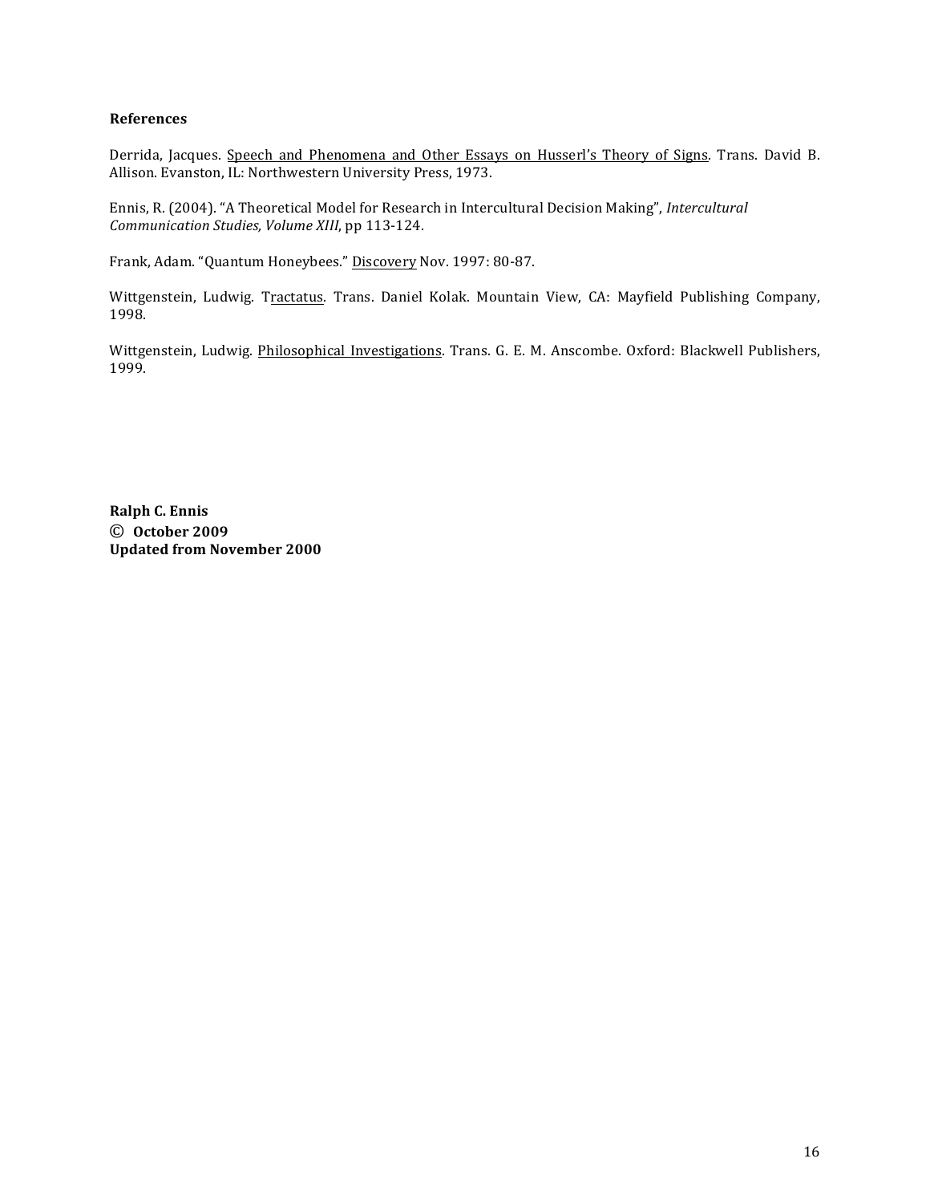**References**

Derrida, Jacques. Speech and Phenomena and Other Essays on Husserl's Theory of Signs. Trans. David B. Allison. Evanston, IL: Northwestern University Press, 1973.

Ennis, R. (2004). "A Theoretical Model for Research in Intercultural Decision Making", *Intercultural Communication Studies, Volume XIII*, pp 113-124.

Frank, Adam. "Quantum Honeybees." Discovery Nov. 1997: 80-87.

Wittgenstein, Ludwig. Tractatus. Trans. Daniel Kolak. Mountain View, CA: Mayfield Publishing Company, 1998.

Wittgenstein, Ludwig. Philosophical Investigations. Trans. G. E. M. Anscombe. Oxford: Blackwell Publishers, 1999.

**Ralph C. Ennis**
**© October 2009**
**Updated from November 2000**